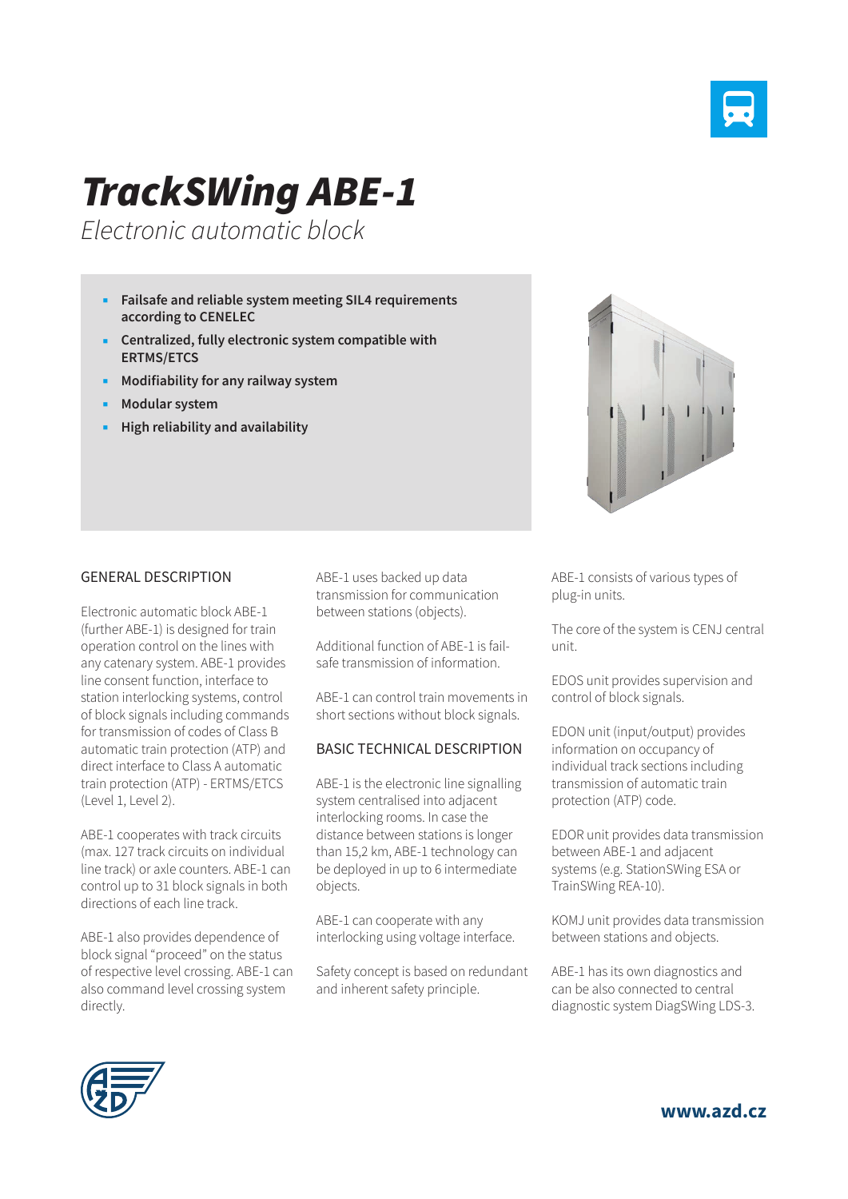# TrackSWing ABE-1

*Electronic automatic block*

- **Failsafe and reliable system meeting SIL4 requirements according to CENELEC**
- **Centralized, fully electronic system compatible with ERTMS/ETCS**
- **Modifiability for any railway system**
- **Modular system**
- **High reliability and availability**

## GENERAL DESCRIPTION

Electronic automatic block ABE-1 (further ABE-1) is designed for train operation control on the lines with any catenary system. ABE-1 provides line consent function, interface to station interlocking systems, control of block signals including commands for transmission of codes of Class B automatic train protection (ATP) and direct interface to Class A automatic train protection (ATP) - ERTMS/ETCS (Level 1, Level 2).

ABE-1 cooperates with track circuits (max. 127 track circuits on individual line track) or axle counters. ABE-1 can control up to 31 block signals in both directions of each line track.

ABE-1 also provides dependence of block signal "proceed" on the status of respective level crossing. ABE-1 can also command level crossing system directly.

ABE-1 uses backed up data transmission for communication between stations (objects).

Additional function of ABE-1 is fail-safe transmission of information.

ABE-1 can control train movements in short sections without block signals.

## BASIC TECHNICAL DESCRIPTION

ABE-1 is the electronic line signalling system centralised into adjacent interlocking rooms. In case the distance between stations is longer than 15,2 km, ABE-1 technology can be deployed in up to 6 intermediate objects.

ABE-1 can cooperate with any interlocking using voltage interface.

Safety concept is based on redundant and inherent safety principle.

ABE-1 consists of various types of plug-in units.

The core of the system is CENJ central unit.

EDOS unit provides supervision and control of block signals.

EDON unit (input/output) provides information on occupancy of individual track sections including transmission of automatic train protection (ATP) code.

EDOR unit provides data transmission between ABE-1 and adjacent systems (e.g. StationSWing ESA or TrainSWing REA-10).

KOMJ unit provides data transmission between stations and objects.

ABE-1 has its own diagnostics and can be also connected to central diagnostic system DiagSWing LDS-3.

www.azd.cz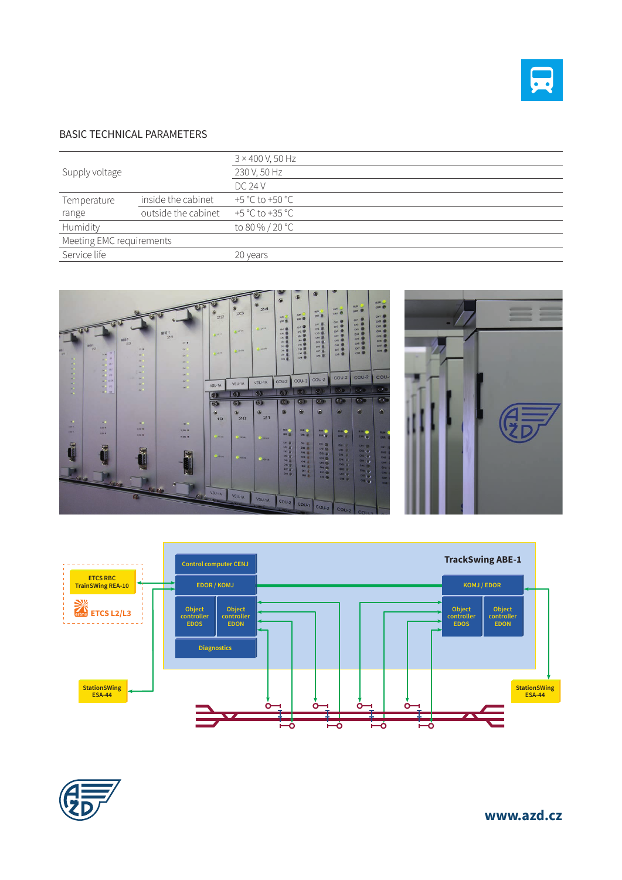## BASIC TECHNICAL PARAMETERS

| | | |
|---|---|---|
| Supply voltage | | 3 × 400 V, 50 Hz |
| | | 230 V, 50 Hz |
| | | DC 24 V |
| Temperature range | inside the cabinet | +5 °C to +50 °C |
| | outside the cabinet | +5 °C to +35 °C |
| Humidity | | to 80 % / 20 °C |
| Meeting EMC requirements | | |
| Service life | | 20 years |

TrackSwing ABE-1

Control computer CENJ

EDOR / KOMJ

KOMJ / EDOR

Object controller EDOS

Object controller EDON

Diagnostics

ETCS RBC TrainSWing REA-10

ETCS L2/L3

StationSWing ESA-44

StationSWing ESA-44

www.azd.cz